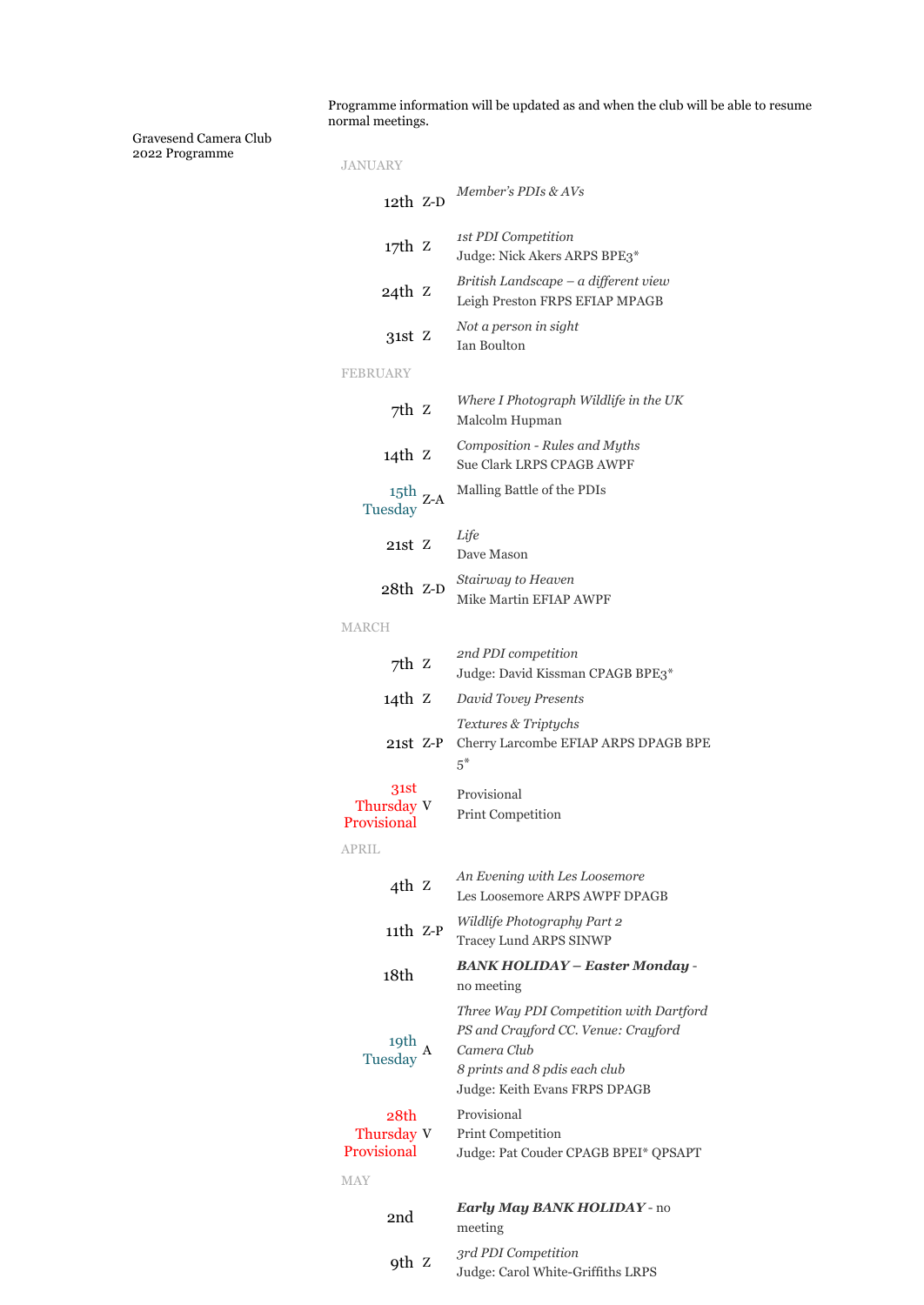Gravesend Camera Club
2022 Programme

Programme information will be updated as and when the club will be able to resume normal meetings.

## JANUARY

| Date | Code | Event |
|---|---|---|
| 12th | Z-D | *Member's PDIs & AVs* |
| 17th | Z | *1st PDI Competition*<br>Judge: Nick Akers ARPS BPE3* |
| 24th | Z | *British Landscape – a different view*<br>Leigh Preston FRPS EFIAP MPAGB |
| 31st | Z | *Not a person in sight*<br>Ian Boulton |

## FEBRUARY

| Date | Code | Event |
|---|---|---|
| 7th | Z | *Where I Photograph Wildlife in the UK*<br>Malcolm Hupman |
| 14th | Z | *Composition - Rules and Myths*<br>Sue Clark LRPS CPAGB AWPF |
| 15th Tuesday | Z-A | Malling Battle of the PDIs |
| 21st | Z | *Life*<br>Dave Mason |
| 28th | Z-D | *Stairway to Heaven*<br>Mike Martin EFIAP AWPF |

## MARCH

| Date | Code | Event |
|---|---|---|
| 7th | Z | *2nd PDI competition*<br>Judge: David Kissman CPAGB BPE3* |
| 14th | Z | *David Tovey Presents* |
| 21st | Z-P | *Textures & Triptychs*<br>Cherry Larcombe EFIAP ARPS DPAGB BPE 5* |
| 31st Thursday Provisional | V | Provisional<br>Print Competition |

## APRIL

| Date | Code | Event |
|---|---|---|
| 4th | Z | *An Evening with Les Loosemore*<br>Les Loosemore ARPS AWPF DPAGB |
| 11th | Z-P | *Wildlife Photography Part 2*<br>Tracey Lund ARPS SINWP |
| 18th | | ***BANK HOLIDAY – Easter Monday*** - no meeting |
| 19th Tuesday | A | *Three Way PDI Competition with Dartford PS and Crayford CC. Venue: Crayford Camera Club*<br>*8 prints and 8 pdis each club*<br>Judge: Keith Evans FRPS DPAGB |
| 28th Thursday Provisional | V | Provisional<br>Print Competition<br>Judge: Pat Couder CPAGB BPEI* QPSAPT |

## MAY

| Date | Code | Event |
|---|---|---|
| 2nd | | ***Early May BANK HOLIDAY*** - no meeting |
| 9th | Z | *3rd PDI Competition*<br>Judge: Carol White-Griffiths LRPS |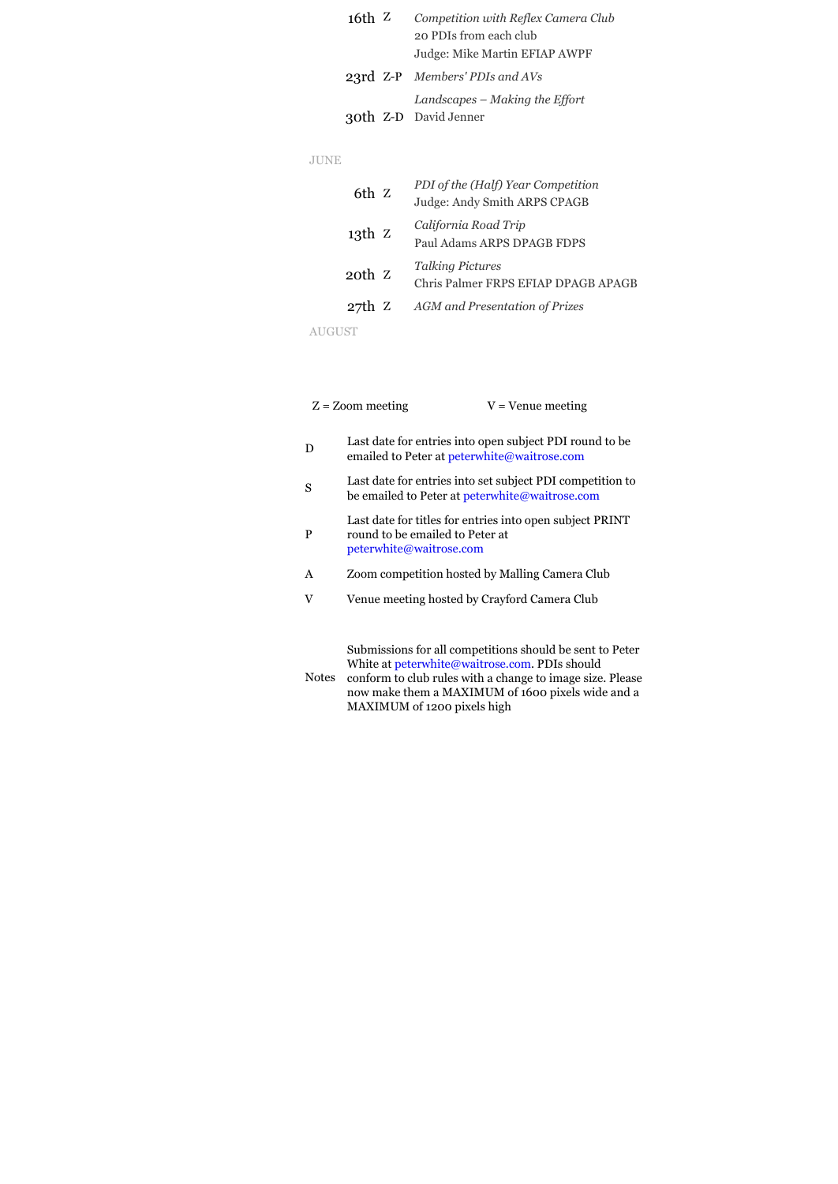| | | |
|---|---|---|
| 16th | Z | *Competition with Reflex Camera Club*<br>20 PDIs from each club<br>Judge: Mike Martin EFIAP AWPF |
| 23rd | Z-P | *Members' PDIs and AVs* |
| 30th | Z-D | *Landscapes – Making the Effort*<br>David Jenner |

JUNE

| | | |
|---|---|---|
| 6th | Z | *PDI of the (Half) Year Competition*<br>Judge: Andy Smith ARPS CPAGB |
| 13th | Z | *California Road Trip*<br>Paul Adams ARPS DPAGB FDPS |
| 20th | Z | *Talking Pictures*<br>Chris Palmer FRPS EFIAP DPAGB APAGB |
| 27th | Z | *AGM and Presentation of Prizes* |

AUGUST

Z = Zoom meeting    V = Venue meeting

| | |
|---|---|
| D | Last date for entries into open subject PDI round to be emailed to Peter at peterwhite@waitrose.com |
| S | Last date for entries into set subject PDI competition to be emailed to Peter at peterwhite@waitrose.com |
| P | Last date for titles for entries into open subject PRINT round to be emailed to Peter at peterwhite@waitrose.com |
| A | Zoom competition hosted by Malling Camera Club |
| V | Venue meeting hosted by Crayford Camera Club |
| Notes | Submissions for all competitions should be sent to Peter White at peterwhite@waitrose.com. PDIs should conform to club rules with a change to image size. Please now make them a MAXIMUM of 1600 pixels wide and a MAXIMUM of 1200 pixels high |